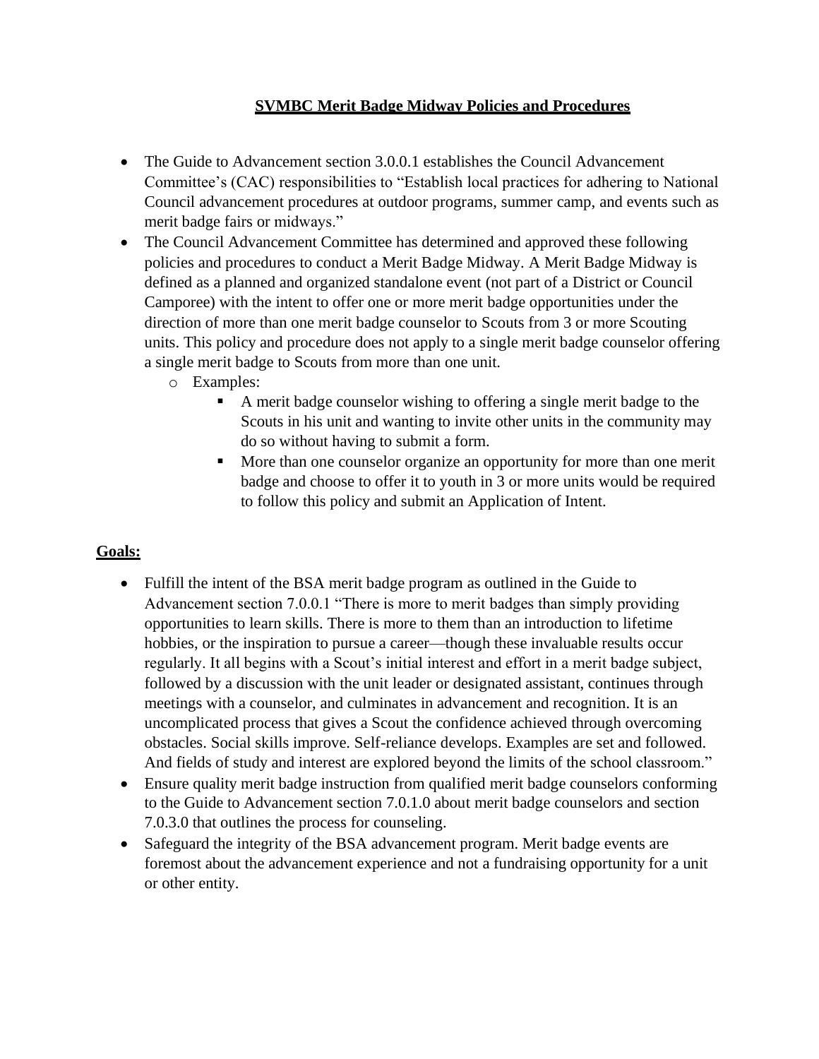# SVMBC Merit Badge Midway Policies and Procedures

- The Guide to Advancement section 3.0.0.1 establishes the Council Advancement Committee's (CAC) responsibilities to "Establish local practices for adhering to National Council advancement procedures at outdoor programs, summer camp, and events such as merit badge fairs or midways."
- The Council Advancement Committee has determined and approved these following policies and procedures to conduct a Merit Badge Midway. A Merit Badge Midway is defined as a planned and organized standalone event (not part of a District or Council Camporee) with the intent to offer one or more merit badge opportunities under the direction of more than one merit badge counselor to Scouts from 3 or more Scouting units. This policy and procedure does not apply to a single merit badge counselor offering a single merit badge to Scouts from more than one unit.
  - Examples:
    - A merit badge counselor wishing to offering a single merit badge to the Scouts in his unit and wanting to invite other units in the community may do so without having to submit a form.
    - More than one counselor organize an opportunity for more than one merit badge and choose to offer it to youth in 3 or more units would be required to follow this policy and submit an Application of Intent.

## Goals:

- Fulfill the intent of the BSA merit badge program as outlined in the Guide to Advancement section 7.0.0.1 "There is more to merit badges than simply providing opportunities to learn skills. There is more to them than an introduction to lifetime hobbies, or the inspiration to pursue a career—though these invaluable results occur regularly. It all begins with a Scout's initial interest and effort in a merit badge subject, followed by a discussion with the unit leader or designated assistant, continues through meetings with a counselor, and culminates in advancement and recognition. It is an uncomplicated process that gives a Scout the confidence achieved through overcoming obstacles. Social skills improve. Self-reliance develops. Examples are set and followed. And fields of study and interest are explored beyond the limits of the school classroom."
- Ensure quality merit badge instruction from qualified merit badge counselors conforming to the Guide to Advancement section 7.0.1.0 about merit badge counselors and section 7.0.3.0 that outlines the process for counseling.
- Safeguard the integrity of the BSA advancement program. Merit badge events are foremost about the advancement experience and not a fundraising opportunity for a unit or other entity.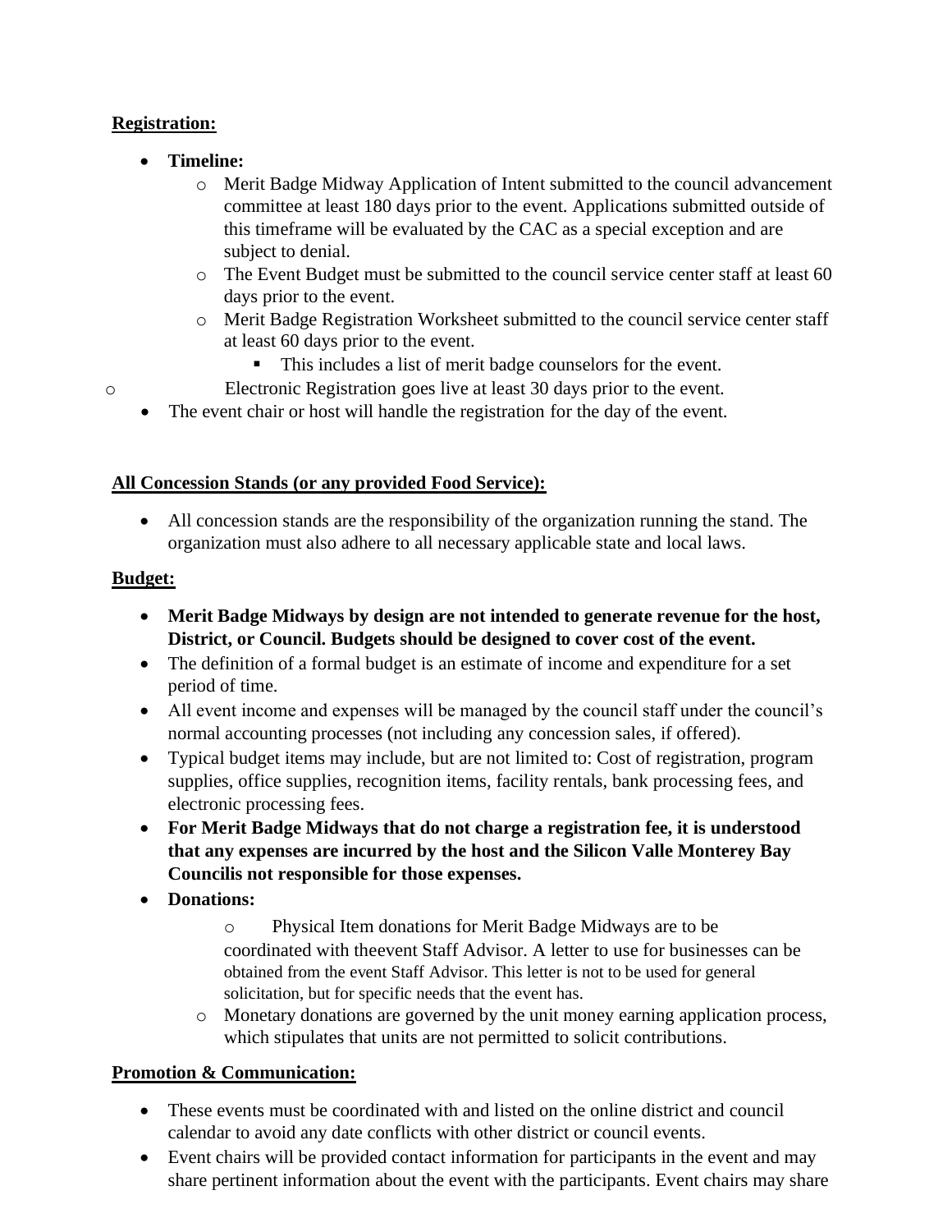**Registration:**

- **Timeline:**
  - Merit Badge Midway Application of Intent submitted to the council advancement committee at least 180 days prior to the event. Applications submitted outside of this timeframe will be evaluated by the CAC as a special exception and are subject to denial.
  - The Event Budget must be submitted to the council service center staff at least 60 days prior to the event.
  - Merit Badge Registration Worksheet submitted to the council service center staff at least 60 days prior to the event.
    - This includes a list of merit badge counselors for the event.
  - Electronic Registration goes live at least 30 days prior to the event.
- The event chair or host will handle the registration for the day of the event.

**All Concession Stands (or any provided Food Service):**

- All concession stands are the responsibility of the organization running the stand. The organization must also adhere to all necessary applicable state and local laws.

**Budget:**

- **Merit Badge Midways by design are not intended to generate revenue for the host, District, or Council. Budgets should be designed to cover cost of the event.**
- The definition of a formal budget is an estimate of income and expenditure for a set period of time.
- All event income and expenses will be managed by the council staff under the council's normal accounting processes (not including any concession sales, if offered).
- Typical budget items may include, but are not limited to: Cost of registration, program supplies, office supplies, recognition items, facility rentals, bank processing fees, and electronic processing fees.
- **For Merit Badge Midways that do not charge a registration fee, it is understood that any expenses are incurred by the host and the Silicon Valle Monterey Bay Councilis not responsible for those expenses.**
- **Donations:**
  - Physical Item donations for Merit Badge Midways are to be coordinated with theevent Staff Advisor. A letter to use for businesses can be obtained from the event Staff Advisor. This letter is not to be used for general solicitation, but for specific needs that the event has.
  - Monetary donations are governed by the unit money earning application process, which stipulates that units are not permitted to solicit contributions.

**Promotion & Communication:**

- These events must be coordinated with and listed on the online district and council calendar to avoid any date conflicts with other district or council events.
- Event chairs will be provided contact information for participants in the event and may share pertinent information about the event with the participants. Event chairs may share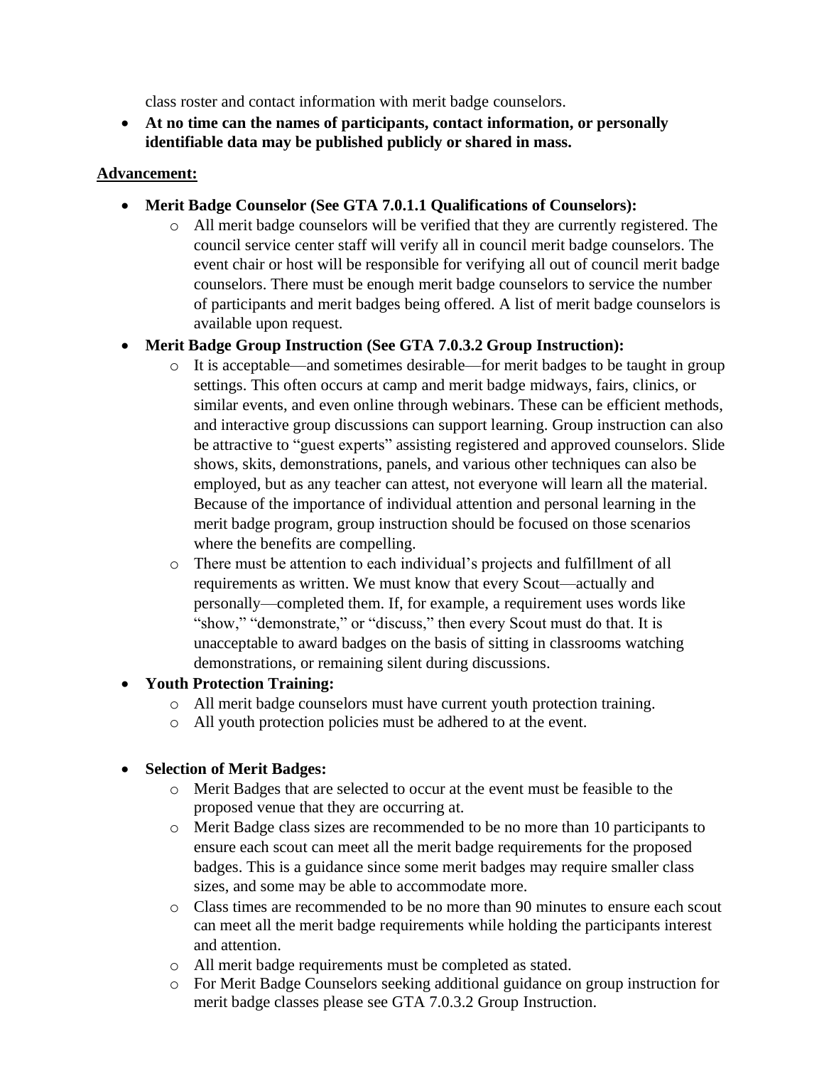class roster and contact information with merit badge counselors.

- **At no time can the names of participants, contact information, or personally identifiable data may be published publicly or shared in mass.**

**<u>Advancement:</u>**

- **Merit Badge Counselor (See GTA 7.0.1.1 Qualifications of Counselors):**
  - All merit badge counselors will be verified that they are currently registered. The council service center staff will verify all in council merit badge counselors. The event chair or host will be responsible for verifying all out of council merit badge counselors. There must be enough merit badge counselors to service the number of participants and merit badges being offered. A list of merit badge counselors is available upon request.
- **Merit Badge Group Instruction (See GTA 7.0.3.2 Group Instruction):**
  - It is acceptable—and sometimes desirable—for merit badges to be taught in group settings. This often occurs at camp and merit badge midways, fairs, clinics, or similar events, and even online through webinars. These can be efficient methods, and interactive group discussions can support learning. Group instruction can also be attractive to "guest experts" assisting registered and approved counselors. Slide shows, skits, demonstrations, panels, and various other techniques can also be employed, but as any teacher can attest, not everyone will learn all the material. Because of the importance of individual attention and personal learning in the merit badge program, group instruction should be focused on those scenarios where the benefits are compelling.
  - There must be attention to each individual's projects and fulfillment of all requirements as written. We must know that every Scout—actually and personally—completed them. If, for example, a requirement uses words like "show," "demonstrate," or "discuss," then every Scout must do that. It is unacceptable to award badges on the basis of sitting in classrooms watching demonstrations, or remaining silent during discussions.
- **Youth Protection Training:**
  - All merit badge counselors must have current youth protection training.
  - All youth protection policies must be adhered to at the event.

- **Selection of Merit Badges:**
  - Merit Badges that are selected to occur at the event must be feasible to the proposed venue that they are occurring at.
  - Merit Badge class sizes are recommended to be no more than 10 participants to ensure each scout can meet all the merit badge requirements for the proposed badges. This is a guidance since some merit badges may require smaller class sizes, and some may be able to accommodate more.
  - Class times are recommended to be no more than 90 minutes to ensure each scout can meet all the merit badge requirements while holding the participants interest and attention.
  - All merit badge requirements must be completed as stated.
  - For Merit Badge Counselors seeking additional guidance on group instruction for merit badge classes please see GTA 7.0.3.2 Group Instruction.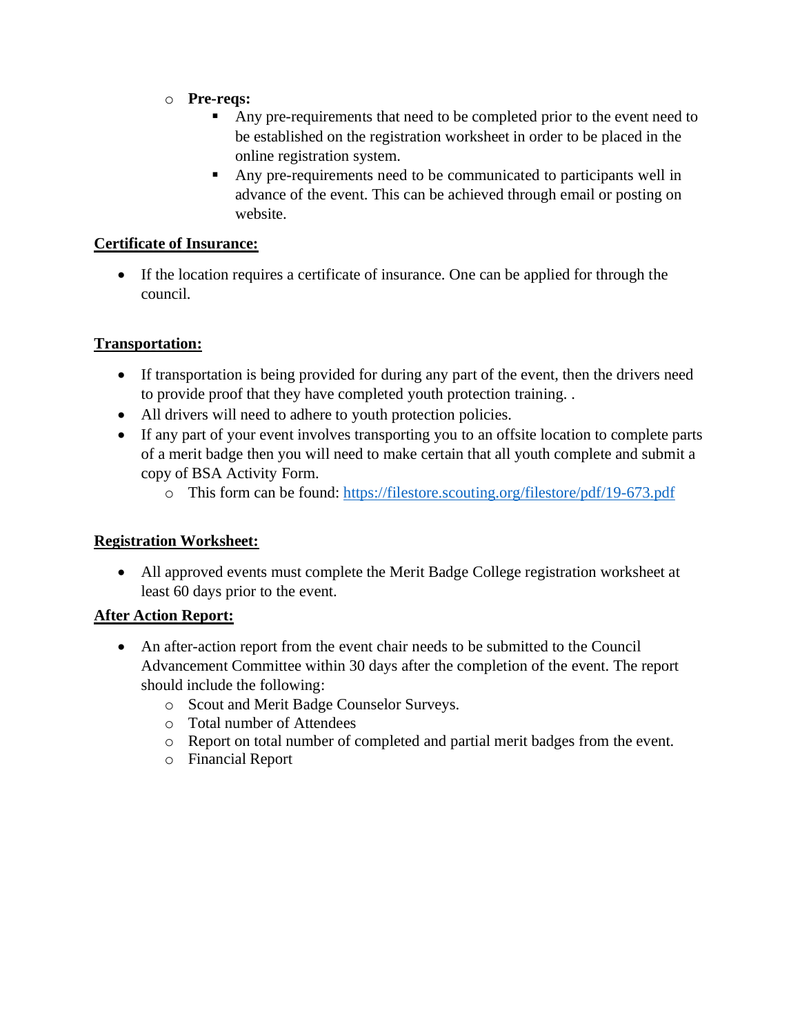- **Pre-reqs:**
  - Any pre-requirements that need to be completed prior to the event need to be established on the registration worksheet in order to be placed in the online registration system.
  - Any pre-requirements need to be communicated to participants well in advance of the event. This can be achieved through email or posting on website.

**Certificate of Insurance:**

- If the location requires a certificate of insurance. One can be applied for through the council.

**Transportation:**

- If transportation is being provided for during any part of the event, then the drivers need to provide proof that they have completed youth protection training. .
- All drivers will need to adhere to youth protection policies.
- If any part of your event involves transporting you to an offsite location to complete parts of a merit badge then you will need to make certain that all youth complete and submit a copy of BSA Activity Form.
  - This form can be found: https://filestore.scouting.org/filestore/pdf/19-673.pdf

**Registration Worksheet:**

- All approved events must complete the Merit Badge College registration worksheet at least 60 days prior to the event.

**After Action Report:**

- An after-action report from the event chair needs to be submitted to the Council Advancement Committee within 30 days after the completion of the event. The report should include the following:
  - Scout and Merit Badge Counselor Surveys.
  - Total number of Attendees
  - Report on total number of completed and partial merit badges from the event.
  - Financial Report